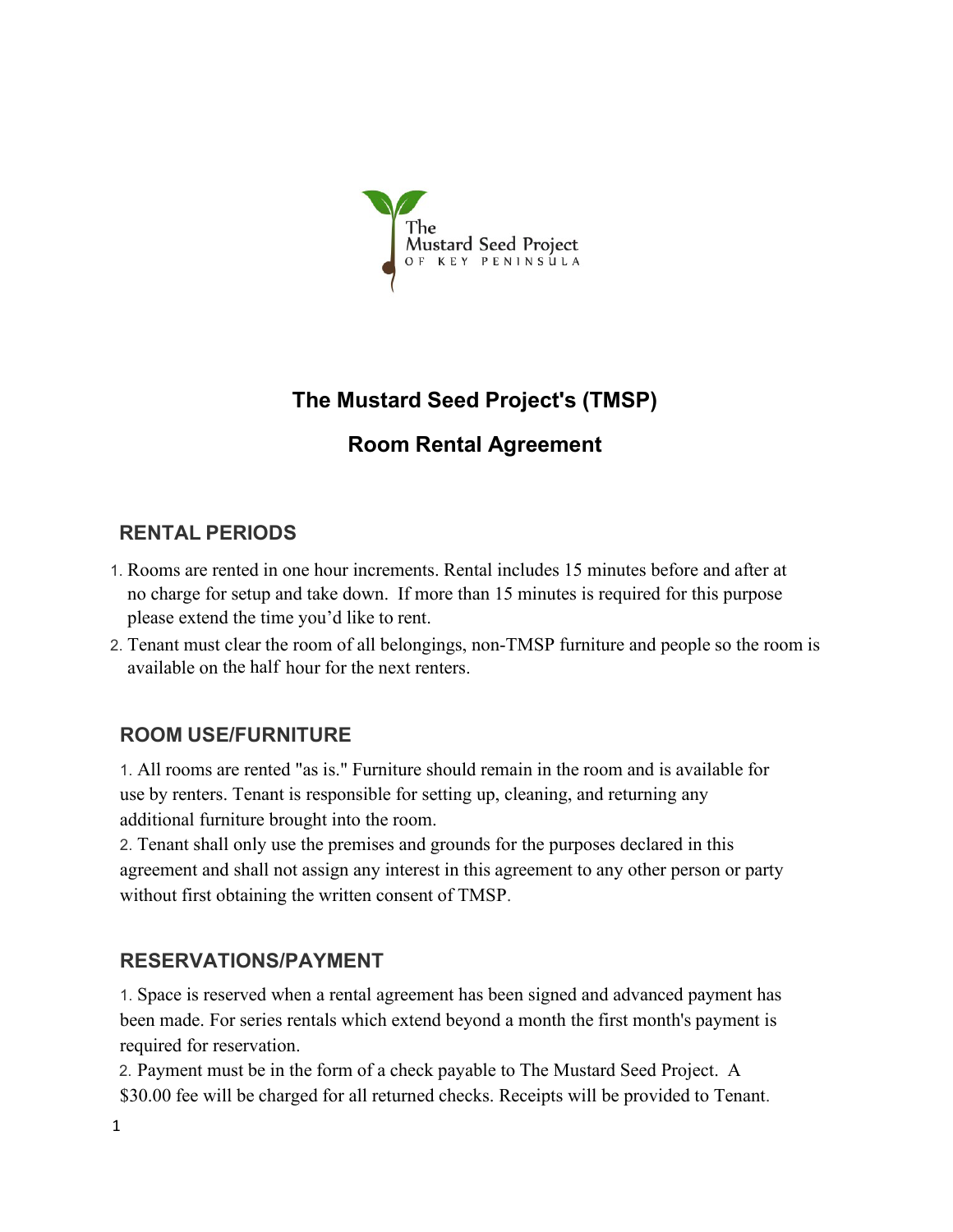The Mustard Seed Project OF KEY PENINSULA

# The Mustard Seed Project's (TMSP)

# Room Rental Agreement

## RENTAL PERIODS

1. Rooms are rented in one hour increments. Rental includes 15 minutes before and after at no charge for setup and take down. If more than 15 minutes is required for this purpose please extend the time you'd like to rent.
2. Tenant must clear the room of all belongings, non-TMSP furniture and people so the room is available on the half hour for the next renters.

## ROOM USE/FURNITURE

1. All rooms are rented "as is." Furniture should remain in the room and is available for use by renters. Tenant is responsible for setting up, cleaning, and returning any additional furniture brought into the room.
2. Tenant shall only use the premises and grounds for the purposes declared in this agreement and shall not assign any interest in this agreement to any other person or party without first obtaining the written consent of TMSP.

## RESERVATIONS/PAYMENT

1. Space is reserved when a rental agreement has been signed and advanced payment has been made. For series rentals which extend beyond a month the first month's payment is required for reservation.
2. Payment must be in the form of a check payable to The Mustard Seed Project. A $30.00 fee will be charged for all returned checks. Receipts will be provided to Tenant.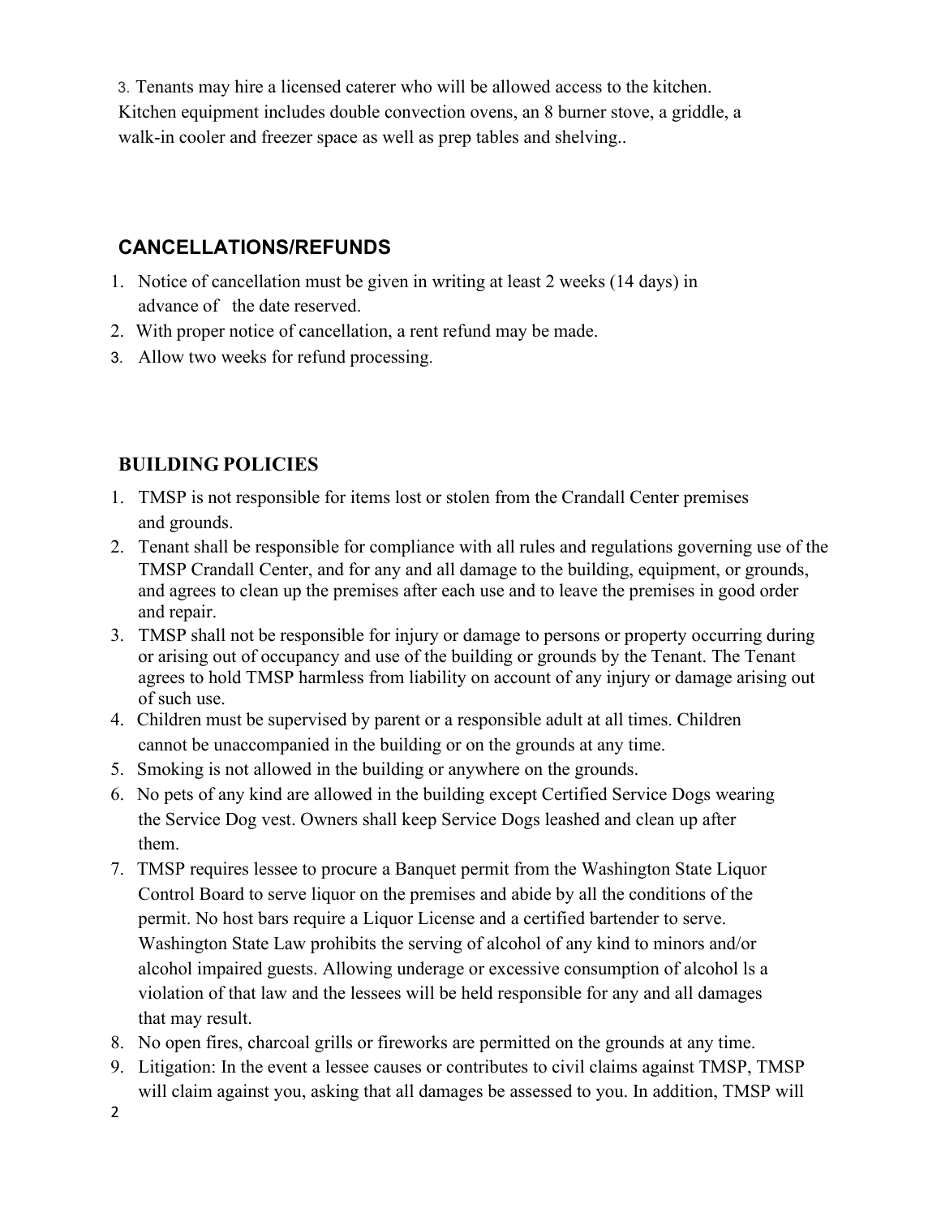3. Tenants may hire a licensed caterer who will be allowed access to the kitchen. Kitchen equipment includes double convection ovens, an 8 burner stove, a griddle, a walk-in cooler and freezer space as well as prep tables and shelving..

## CANCELLATIONS/REFUNDS

1. Notice of cancellation must be given in writing at least 2 weeks (14 days) in advance of the date reserved.
2. With proper notice of cancellation, a rent refund may be made.
3. Allow two weeks for refund processing.

## BUILDING POLICIES

1. TMSP is not responsible for items lost or stolen from the Crandall Center premises and grounds.
2. Tenant shall be responsible for compliance with all rules and regulations governing use of the TMSP Crandall Center, and for any and all damage to the building, equipment, or grounds, and agrees to clean up the premises after each use and to leave the premises in good order and repair.
3. TMSP shall not be responsible for injury or damage to persons or property occurring during or arising out of occupancy and use of the building or grounds by the Tenant. The Tenant agrees to hold TMSP harmless from liability on account of any injury or damage arising out of such use.
4. Children must be supervised by parent or a responsible adult at all times. Children cannot be unaccompanied in the building or on the grounds at any time.
5. Smoking is not allowed in the building or anywhere on the grounds.
6. No pets of any kind are allowed in the building except Certified Service Dogs wearing the Service Dog vest. Owners shall keep Service Dogs leashed and clean up after them.
7. TMSP requires lessee to procure a Banquet permit from the Washington State Liquor Control Board to serve liquor on the premises and abide by all the conditions of the permit. No host bars require a Liquor License and a certified bartender to serve. Washington State Law prohibits the serving of alcohol of any kind to minors and/or alcohol impaired guests. Allowing underage or excessive consumption of alcohol ls a violation of that law and the lessees will be held responsible for any and all damages that may result.
8. No open fires, charcoal grills or fireworks are permitted on the grounds at any time.
9. Litigation: In the event a lessee causes or contributes to civil claims against TMSP, TMSP will claim against you, asking that all damages be assessed to you. In addition, TMSP will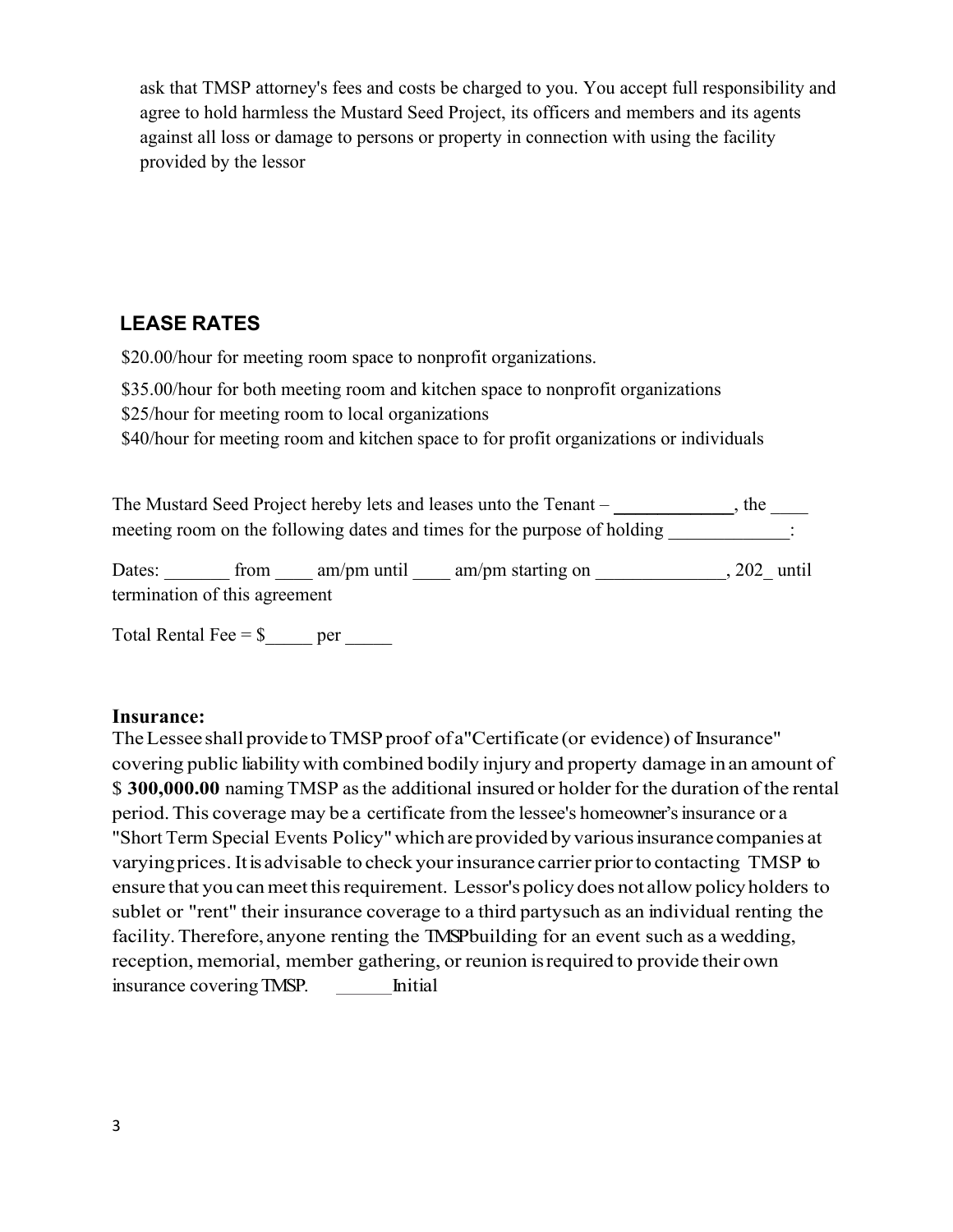ask that TMSP attorney's fees and costs be charged to you. You accept full responsibility and agree to hold harmless the Mustard Seed Project, its officers and members and its agents against all loss or damage to persons or property in connection with using the facility provided by the lessor

## LEASE RATES

$20.00/hour for meeting room space to nonprofit organizations.

$35.00/hour for both meeting room and kitchen space to nonprofit organizations

$25/hour for meeting room to local organizations

$40/hour for meeting room and kitchen space to for profit organizations or individuals

The Mustard Seed Project hereby lets and leases unto the Tenant – _____________, the ____ meeting room on the following dates and times for the purpose of holding _____________:

Dates: _______ from ____ am/pm until ____ am/pm starting on ______________, 202_ until termination of this agreement

Total Rental Fee = $_____ per _____

**Insurance:**

The Lessee shall provide to TMSP proof of a "Certificate (or evidence) of Insurance" covering public liability with combined bodily injury and property damage in an amount of $ **300,000.00** naming TMSP as the additional insured or holder for the duration of the rental period. This coverage may be a certificate from the lessee's homeowner's insurance or a "Short Term Special Events Policy" which are provided by various insurance companies at varying prices. It is advisable to check your insurance carrier prior to contacting TMSP to ensure that you can meet this requirement. Lessor's policy does not allow policy holders to sublet or "rent" their insurance coverage to a third partysuch as an individual renting the facility. Therefore, anyone renting the TMSPbuilding for an event such as a wedding, reception, memorial, member gathering, or reunion is required to provide their own insurance covering TMSP. ______Initial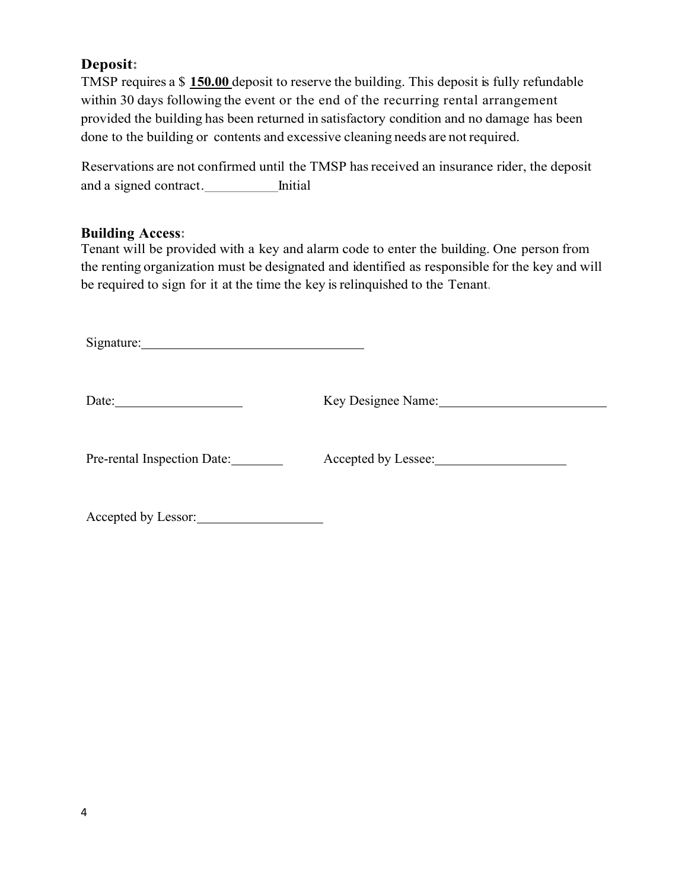### Deposit:

TMSP requires a $ **150.00** deposit to reserve the building. This deposit is fully refundable within 30 days following the event or the end of the recurring rental arrangement provided the building has been returned in satisfactory condition and no damage has been done to the building or contents and excessive cleaning needs are not required.

Reservations are not confirmed until the TMSP has received an insurance rider, the deposit and a signed contract.___________Initial

### Building Access:

Tenant will be provided with a key and alarm code to enter the building. One person from the renting organization must be designated and identified as responsible for the key and will be required to sign for it at the time the key is relinquished to the Tenant.

Signature:________________________________

Date:__________________ Key Designee Name:________________________

Pre-rental Inspection Date:________ Accepted by Lessee:__________________

Accepted by Lessor:__________________